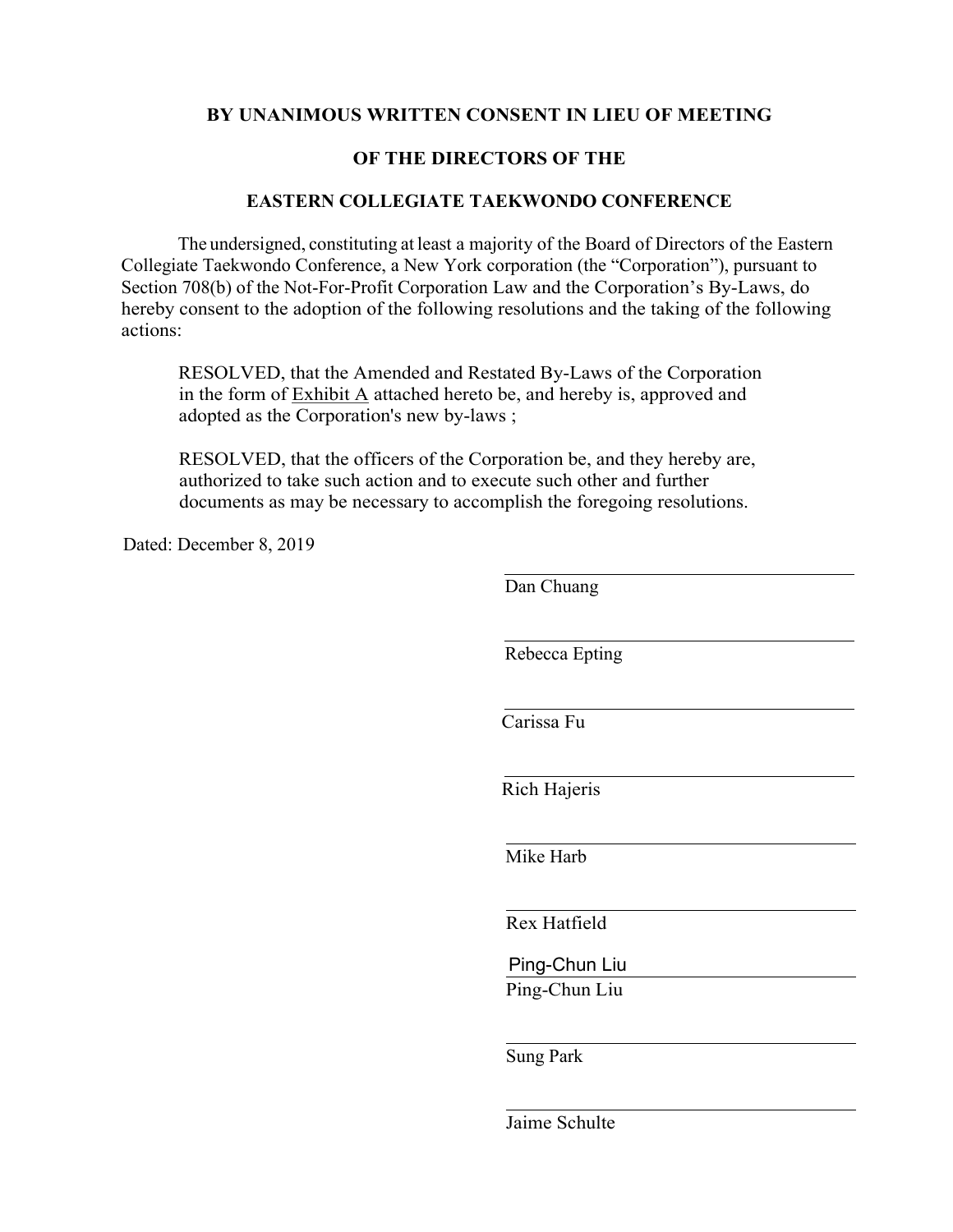**BY UNANIMOUS WRITTEN CONSENT IN LIEU OF MEETING**

**OF THE DIRECTORS OF THE**

**EASTERN COLLEGIATE TAEKWONDO CONFERENCE**

The undersigned, constituting at least a majority of the Board of Directors of the Eastern Collegiate Taekwondo Conference, a New York corporation (the "Corporation"), pursuant to Section 708(b) of the Not-For-Profit Corporation Law and the Corporation's By-Laws, do hereby consent to the adoption of the following resolutions and the taking of the following actions:

> RESOLVED, that the Amended and Restated By-Laws of the Corporation in the form of Exhibit A attached hereto be, and hereby is, approved and adopted as the Corporation's new by-laws ;
>
> RESOLVED, that the officers of the Corporation be, and they hereby are, authorized to take such action and to execute such other and further documents as may be necessary to accomplish the foregoing resolutions.

Dated: December 8, 2019

\_\_\_\_\_\_\_\_\_\_\_\_\_\_\_\_\_\_\_\_\_\_\_\_\_\_\_\_\_\_
Dan Chuang

\_\_\_\_\_\_\_\_\_\_\_\_\_\_\_\_\_\_\_\_\_\_\_\_\_\_\_\_\_\_
Rebecca Epting

\_\_\_\_\_\_\_\_\_\_\_\_\_\_\_\_\_\_\_\_\_\_\_\_\_\_\_\_\_\_
Carissa Fu

\_\_\_\_\_\_\_\_\_\_\_\_\_\_\_\_\_\_\_\_\_\_\_\_\_\_\_\_\_\_
Rich Hajeris

\_\_\_\_\_\_\_\_\_\_\_\_\_\_\_\_\_\_\_\_\_\_\_\_\_\_\_\_\_\_
Mike Harb

\_\_\_\_\_\_\_\_\_\_\_\_\_\_\_\_\_\_\_\_\_\_\_\_\_\_\_\_\_\_
Rex Hatfield

Ping-Chun Liu
\_\_\_\_\_\_\_\_\_\_\_\_\_\_\_\_\_\_\_\_\_\_\_\_\_\_\_\_\_\_
Ping-Chun Liu

\_\_\_\_\_\_\_\_\_\_\_\_\_\_\_\_\_\_\_\_\_\_\_\_\_\_\_\_\_\_
Sung Park

\_\_\_\_\_\_\_\_\_\_\_\_\_\_\_\_\_\_\_\_\_\_\_\_\_\_\_\_\_\_
Jaime Schulte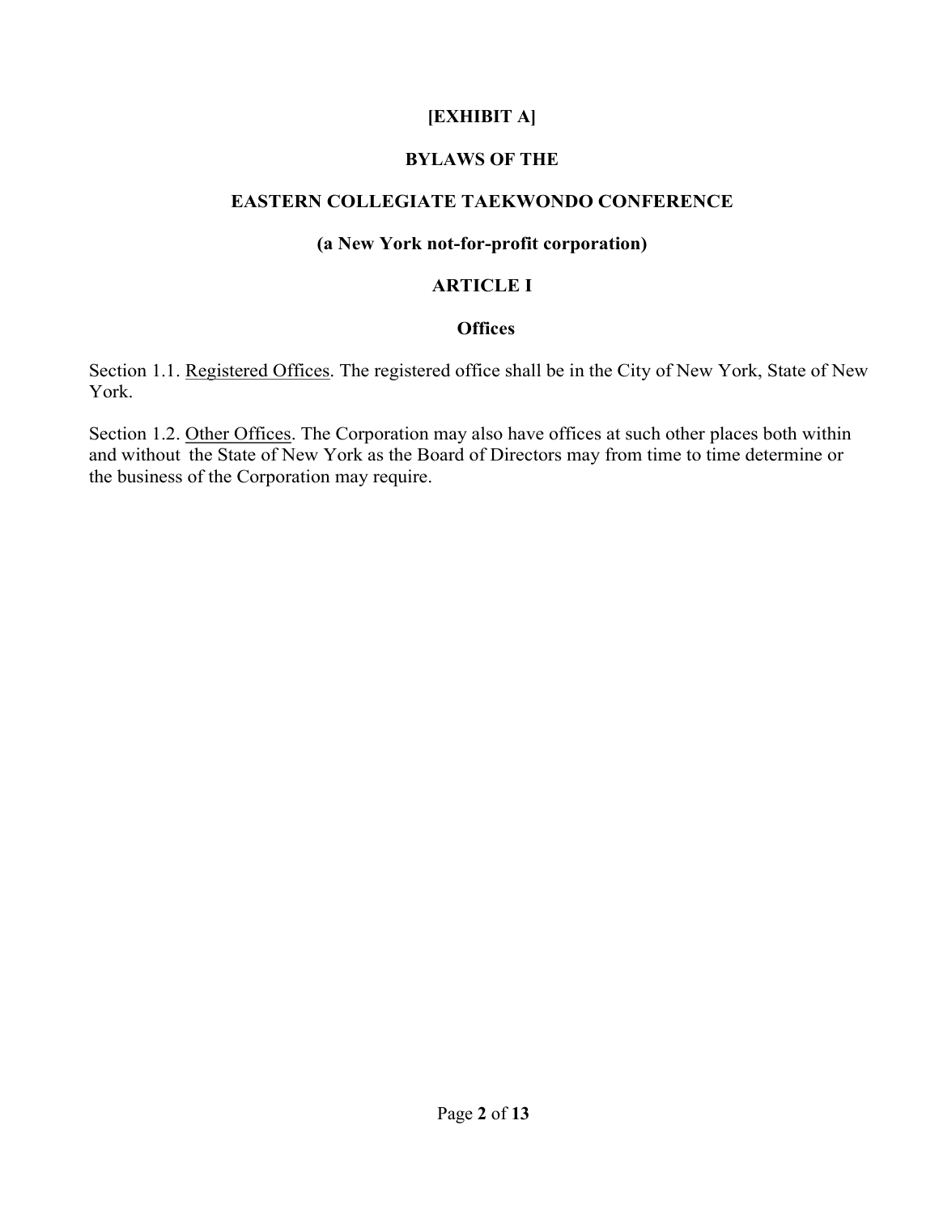**[EXHIBIT A]**

# BYLAWS OF THE

# EASTERN COLLEGIATE TAEKWONDO CONFERENCE

**(a New York not-for-profit corporation)**

## ARTICLE I

### Offices

Section 1.1. Registered Offices. The registered office shall be in the City of New York, State of New York.

Section 1.2. Other Offices. The Corporation may also have offices at such other places both within and without the State of New York as the Board of Directors may from time to time determine or the business of the Corporation may require.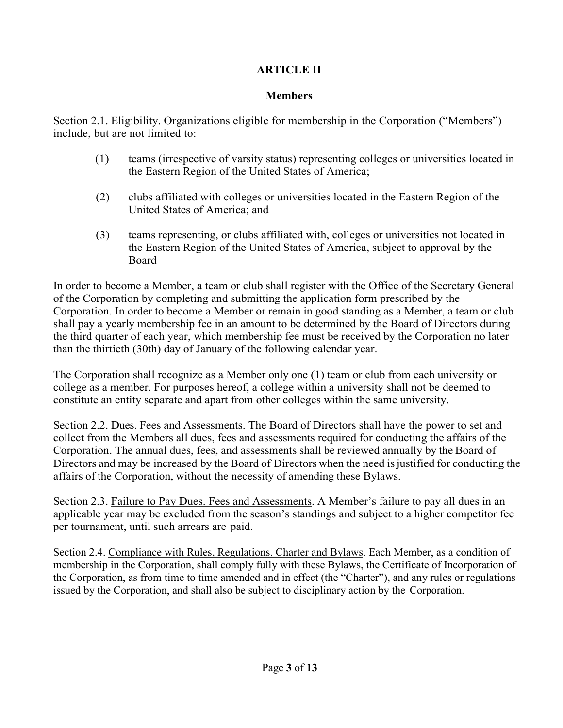# ARTICLE II

## Members

Section 2.1. Eligibility. Organizations eligible for membership in the Corporation ("Members") include, but are not limited to:

(1) teams (irrespective of varsity status) representing colleges or universities located in the Eastern Region of the United States of America;

(2) clubs affiliated with colleges or universities located in the Eastern Region of the United States of America; and

(3) teams representing, or clubs affiliated with, colleges or universities not located in the Eastern Region of the United States of America, subject to approval by the Board

In order to become a Member, a team or club shall register with the Office of the Secretary General of the Corporation by completing and submitting the application form prescribed by the Corporation. In order to become a Member or remain in good standing as a Member, a team or club shall pay a yearly membership fee in an amount to be determined by the Board of Directors during the third quarter of each year, which membership fee must be received by the Corporation no later than the thirtieth (30th) day of January of the following calendar year.

The Corporation shall recognize as a Member only one (1) team or club from each university or college as a member. For purposes hereof, a college within a university shall not be deemed to constitute an entity separate and apart from other colleges within the same university.

Section 2.2. Dues. Fees and Assessments. The Board of Directors shall have the power to set and collect from the Members all dues, fees and assessments required for conducting the affairs of the Corporation. The annual dues, fees, and assessments shall be reviewed annually by the Board of Directors and may be increased by the Board of Directors when the need is justified for conducting the affairs of the Corporation, without the necessity of amending these Bylaws.

Section 2.3. Failure to Pay Dues. Fees and Assessments. A Member's failure to pay all dues in an applicable year may be excluded from the season's standings and subject to a higher competitor fee per tournament, until such arrears are paid.

Section 2.4. Compliance with Rules, Regulations. Charter and Bylaws. Each Member, as a condition of membership in the Corporation, shall comply fully with these Bylaws, the Certificate of Incorporation of the Corporation, as from time to time amended and in effect (the "Charter"), and any rules or regulations issued by the Corporation, and shall also be subject to disciplinary action by the Corporation.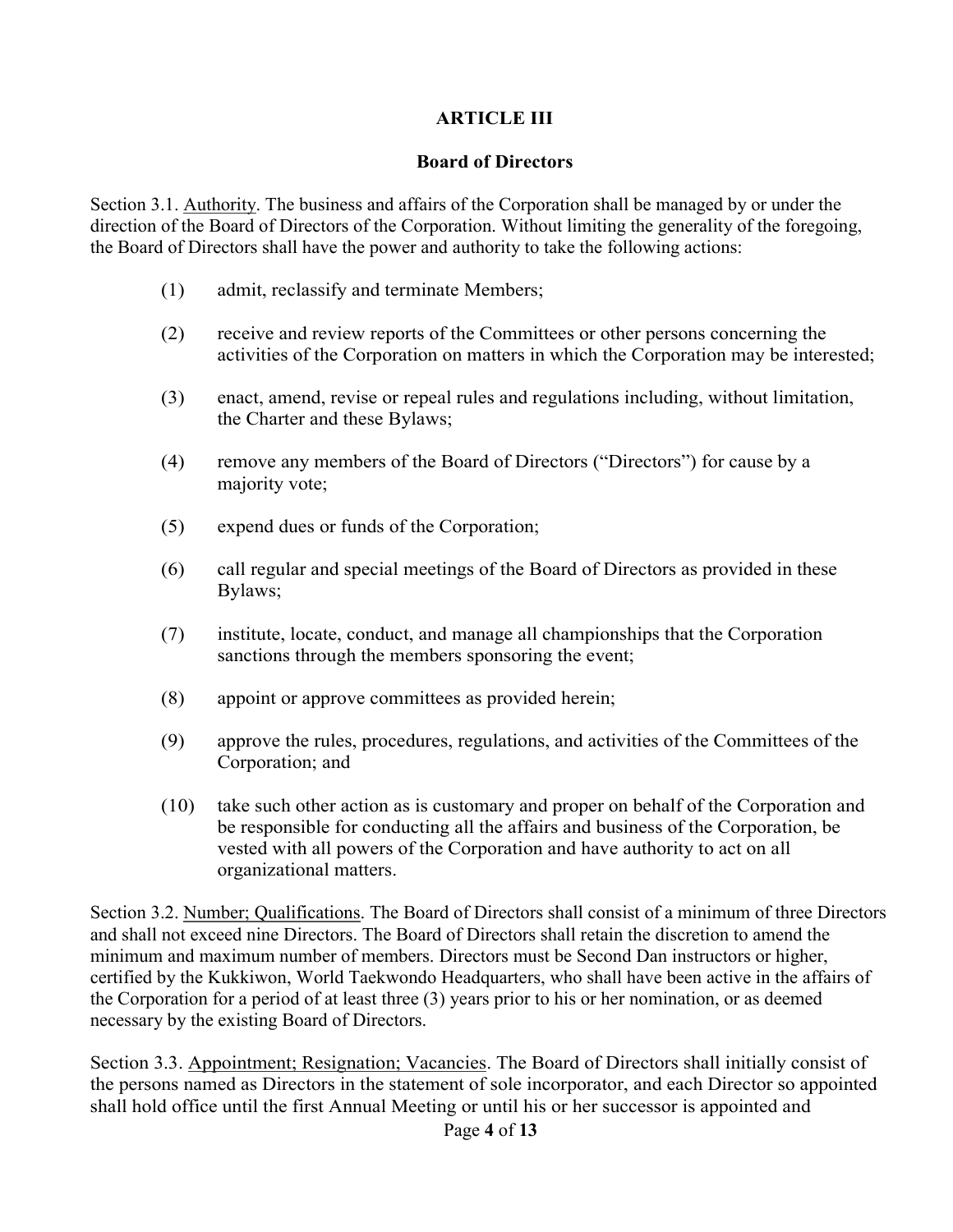## ARTICLE III

### Board of Directors

Section 3.1. Authority. The business and affairs of the Corporation shall be managed by or under the direction of the Board of Directors of the Corporation. Without limiting the generality of the foregoing, the Board of Directors shall have the power and authority to take the following actions:

(1) admit, reclassify and terminate Members;

(2) receive and review reports of the Committees or other persons concerning the activities of the Corporation on matters in which the Corporation may be interested;

(3) enact, amend, revise or repeal rules and regulations including, without limitation, the Charter and these Bylaws;

(4) remove any members of the Board of Directors ("Directors") for cause by a majority vote;

(5) expend dues or funds of the Corporation;

(6) call regular and special meetings of the Board of Directors as provided in these Bylaws;

(7) institute, locate, conduct, and manage all championships that the Corporation sanctions through the members sponsoring the event;

(8) appoint or approve committees as provided herein;

(9) approve the rules, procedures, regulations, and activities of the Committees of the Corporation; and

(10) take such other action as is customary and proper on behalf of the Corporation and be responsible for conducting all the affairs and business of the Corporation, be vested with all powers of the Corporation and have authority to act on all organizational matters.

Section 3.2. Number; Qualifications. The Board of Directors shall consist of a minimum of three Directors and shall not exceed nine Directors. The Board of Directors shall retain the discretion to amend the minimum and maximum number of members. Directors must be Second Dan instructors or higher, certified by the Kukkiwon, World Taekwondo Headquarters, who shall have been active in the affairs of the Corporation for a period of at least three (3) years prior to his or her nomination, or as deemed necessary by the existing Board of Directors.

Section 3.3. Appointment; Resignation; Vacancies. The Board of Directors shall initially consist of the persons named as Directors in the statement of sole incorporator, and each Director so appointed shall hold office until the first Annual Meeting or until his or her successor is appointed and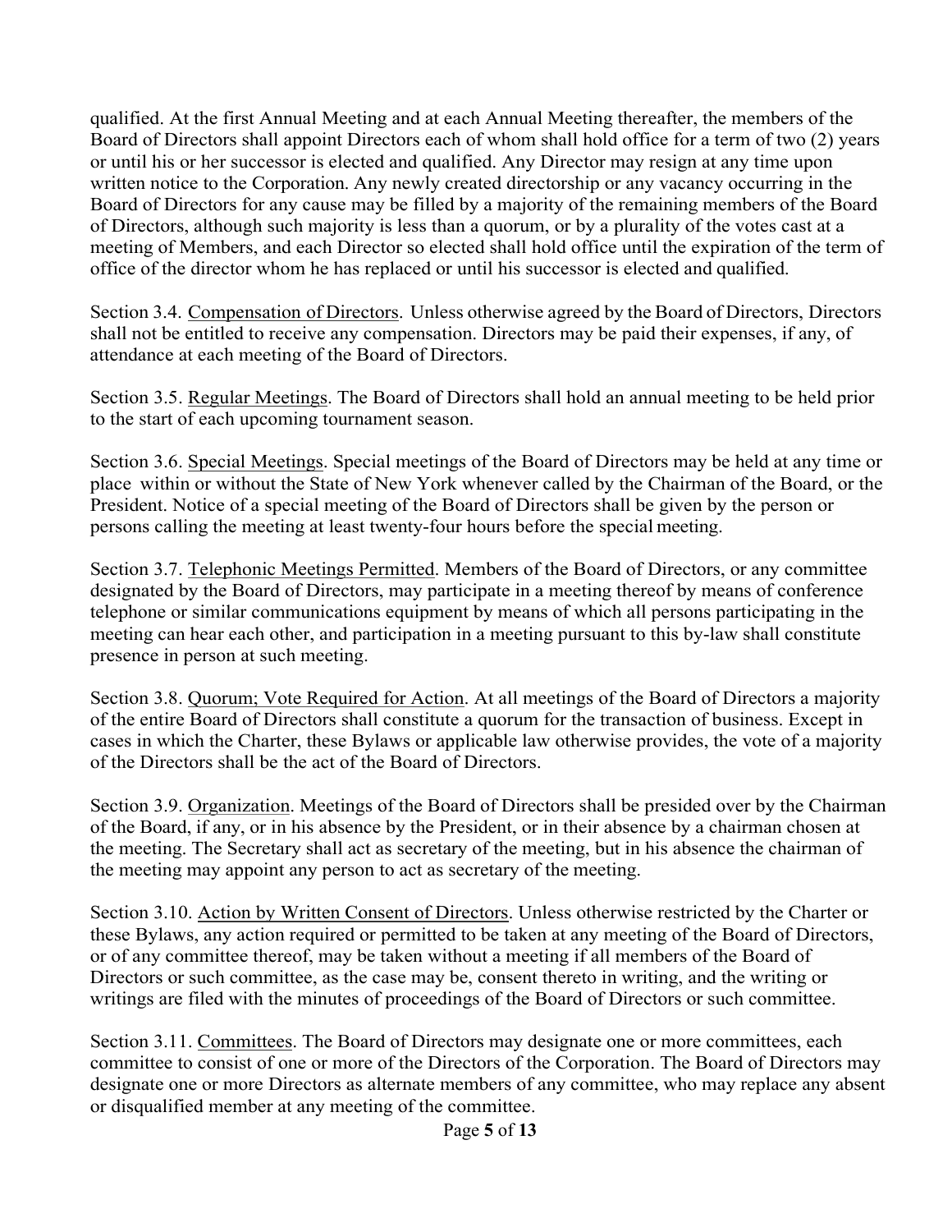qualified. At the first Annual Meeting and at each Annual Meeting thereafter, the members of the Board of Directors shall appoint Directors each of whom shall hold office for a term of two (2) years or until his or her successor is elected and qualified. Any Director may resign at any time upon written notice to the Corporation. Any newly created directorship or any vacancy occurring in the Board of Directors for any cause may be filled by a majority of the remaining members of the Board of Directors, although such majority is less than a quorum, or by a plurality of the votes cast at a meeting of Members, and each Director so elected shall hold office until the expiration of the term of office of the director whom he has replaced or until his successor is elected and qualified.

Section 3.4. <u>Compensation of Directors</u>. Unless otherwise agreed by the Board of Directors, Directors shall not be entitled to receive any compensation. Directors may be paid their expenses, if any, of attendance at each meeting of the Board of Directors.

Section 3.5. <u>Regular Meetings</u>. The Board of Directors shall hold an annual meeting to be held prior to the start of each upcoming tournament season.

Section 3.6. <u>Special Meetings</u>. Special meetings of the Board of Directors may be held at any time or place within or without the State of New York whenever called by the Chairman of the Board, or the President. Notice of a special meeting of the Board of Directors shall be given by the person or persons calling the meeting at least twenty-four hours before the special meeting.

Section 3.7. <u>Telephonic Meetings Permitted</u>. Members of the Board of Directors, or any committee designated by the Board of Directors, may participate in a meeting thereof by means of conference telephone or similar communications equipment by means of which all persons participating in the meeting can hear each other, and participation in a meeting pursuant to this by-law shall constitute presence in person at such meeting.

Section 3.8. <u>Quorum; Vote Required for Action</u>. At all meetings of the Board of Directors a majority of the entire Board of Directors shall constitute a quorum for the transaction of business. Except in cases in which the Charter, these Bylaws or applicable law otherwise provides, the vote of a majority of the Directors shall be the act of the Board of Directors.

Section 3.9. <u>Organization</u>. Meetings of the Board of Directors shall be presided over by the Chairman of the Board, if any, or in his absence by the President, or in their absence by a chairman chosen at the meeting. The Secretary shall act as secretary of the meeting, but in his absence the chairman of the meeting may appoint any person to act as secretary of the meeting.

Section 3.10. <u>Action by Written Consent of Directors</u>. Unless otherwise restricted by the Charter or these Bylaws, any action required or permitted to be taken at any meeting of the Board of Directors, or of any committee thereof, may be taken without a meeting if all members of the Board of Directors or such committee, as the case may be, consent thereto in writing, and the writing or writings are filed with the minutes of proceedings of the Board of Directors or such committee.

Section 3.11. <u>Committees</u>. The Board of Directors may designate one or more committees, each committee to consist of one or more of the Directors of the Corporation. The Board of Directors may designate one or more Directors as alternate members of any committee, who may replace any absent or disqualified member at any meeting of the committee.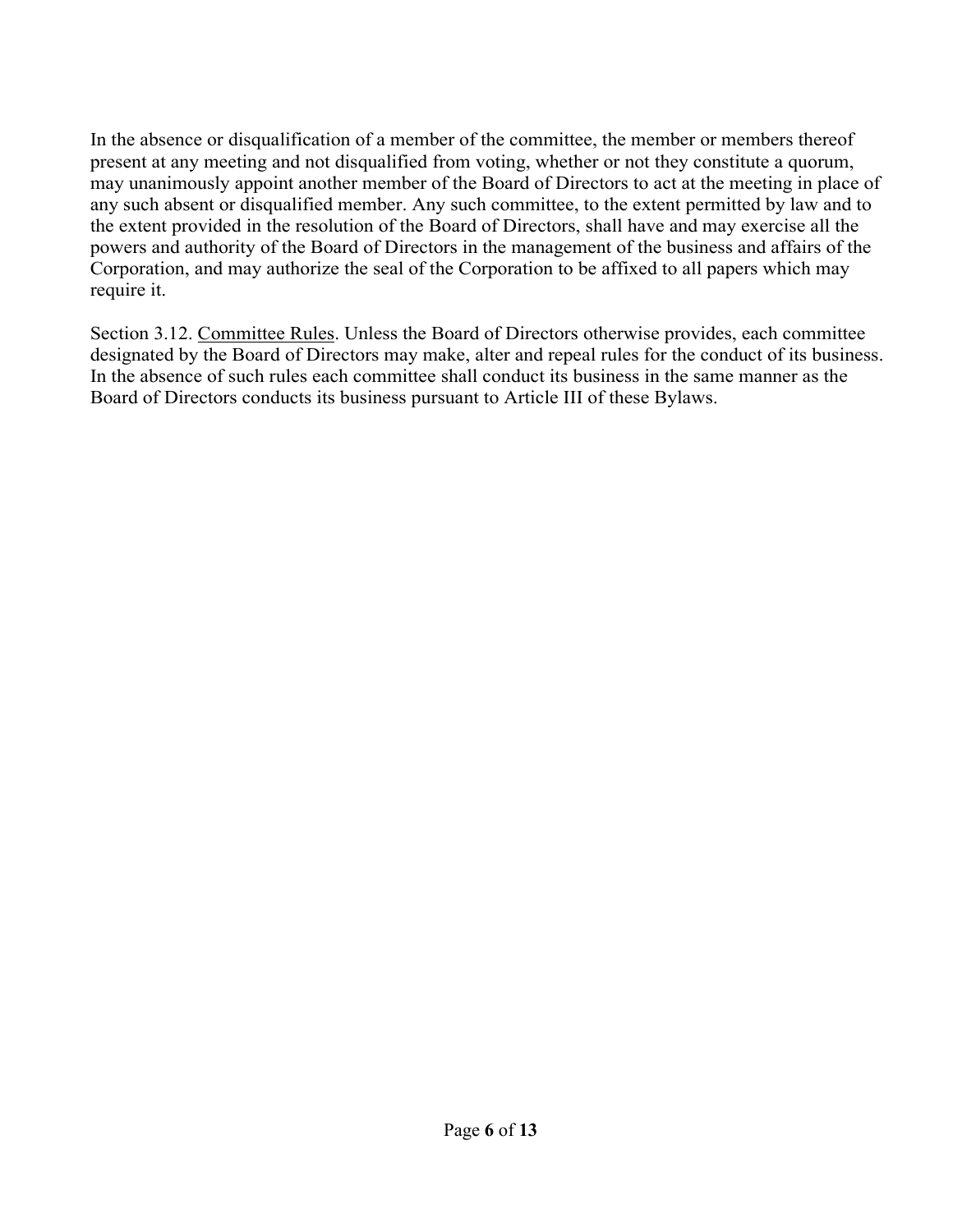In the absence or disqualification of a member of the committee, the member or members thereof present at any meeting and not disqualified from voting, whether or not they constitute a quorum, may unanimously appoint another member of the Board of Directors to act at the meeting in place of any such absent or disqualified member. Any such committee, to the extent permitted by law and to the extent provided in the resolution of the Board of Directors, shall have and may exercise all the powers and authority of the Board of Directors in the management of the business and affairs of the Corporation, and may authorize the seal of the Corporation to be affixed to all papers which may require it.

Section 3.12. <u>Committee Rules</u>. Unless the Board of Directors otherwise provides, each committee designated by the Board of Directors may make, alter and repeal rules for the conduct of its business. In the absence of such rules each committee shall conduct its business in the same manner as the Board of Directors conducts its business pursuant to Article III of these Bylaws.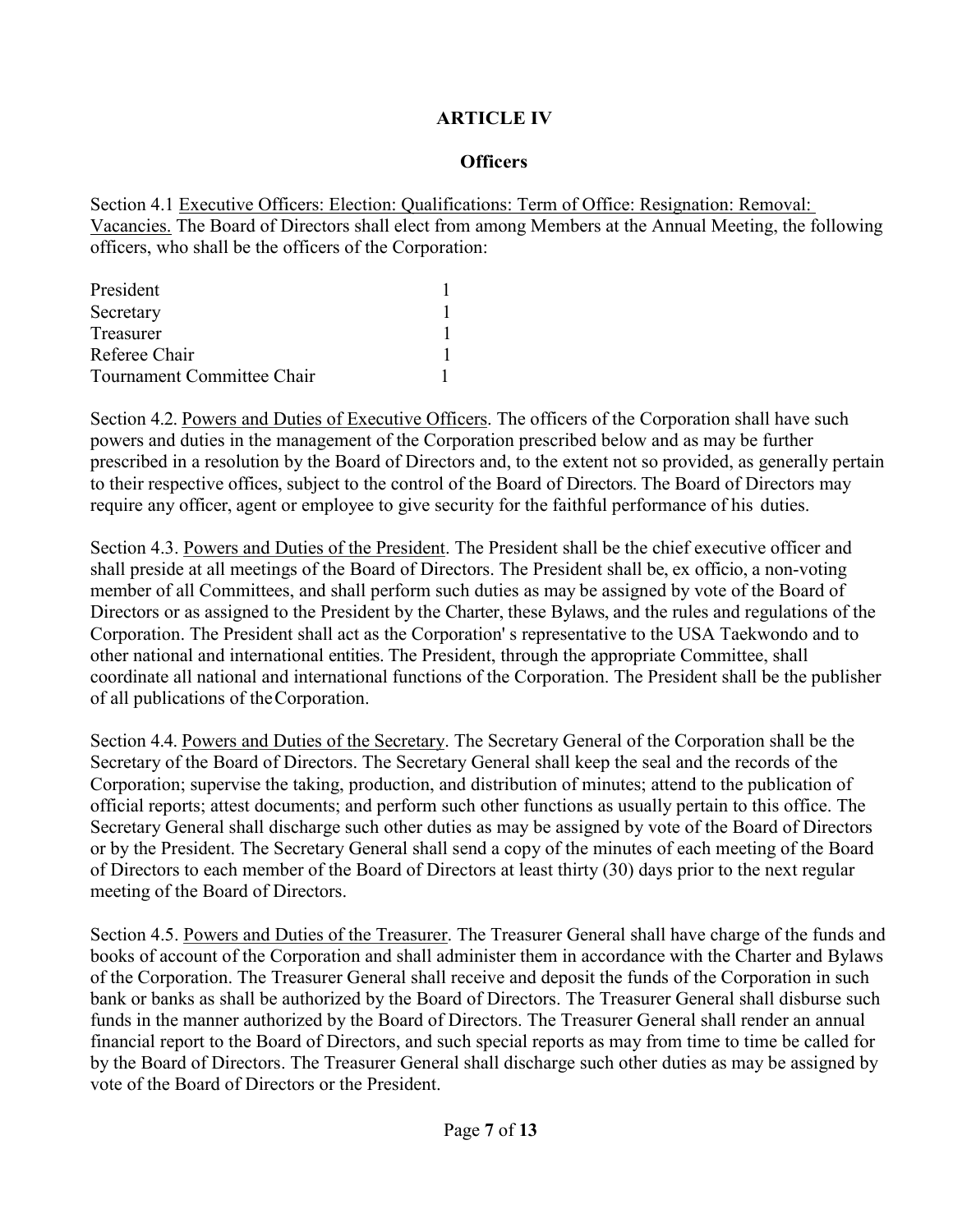## ARTICLE IV

### Officers

Section 4.1 Executive Officers: Election: Qualifications: Term of Office: Resignation: Removal: Vacancies. The Board of Directors shall elect from among Members at the Annual Meeting, the following officers, who shall be the officers of the Corporation:

| | |
|---|---|
| President | 1 |
| Secretary | 1 |
| Treasurer | 1 |
| Referee Chair | 1 |
| Tournament Committee Chair | 1 |

Section 4.2. Powers and Duties of Executive Officers. The officers of the Corporation shall have such powers and duties in the management of the Corporation prescribed below and as may be further prescribed in a resolution by the Board of Directors and, to the extent not so provided, as generally pertain to their respective offices, subject to the control of the Board of Directors. The Board of Directors may require any officer, agent or employee to give security for the faithful performance of his duties.

Section 4.3. Powers and Duties of the President. The President shall be the chief executive officer and shall preside at all meetings of the Board of Directors. The President shall be, ex officio, a non-voting member of all Committees, and shall perform such duties as may be assigned by vote of the Board of Directors or as assigned to the President by the Charter, these Bylaws, and the rules and regulations of the Corporation. The President shall act as the Corporation' s representative to the USA Taekwondo and to other national and international entities. The President, through the appropriate Committee, shall coordinate all national and international functions of the Corporation. The President shall be the publisher of all publications of the Corporation.

Section 4.4. Powers and Duties of the Secretary. The Secretary General of the Corporation shall be the Secretary of the Board of Directors. The Secretary General shall keep the seal and the records of the Corporation; supervise the taking, production, and distribution of minutes; attend to the publication of official reports; attest documents; and perform such other functions as usually pertain to this office. The Secretary General shall discharge such other duties as may be assigned by vote of the Board of Directors or by the President. The Secretary General shall send a copy of the minutes of each meeting of the Board of Directors to each member of the Board of Directors at least thirty (30) days prior to the next regular meeting of the Board of Directors.

Section 4.5. Powers and Duties of the Treasurer. The Treasurer General shall have charge of the funds and books of account of the Corporation and shall administer them in accordance with the Charter and Bylaws of the Corporation. The Treasurer General shall receive and deposit the funds of the Corporation in such bank or banks as shall be authorized by the Board of Directors. The Treasurer General shall disburse such funds in the manner authorized by the Board of Directors. The Treasurer General shall render an annual financial report to the Board of Directors, and such special reports as may from time to time be called for by the Board of Directors. The Treasurer General shall discharge such other duties as may be assigned by vote of the Board of Directors or the President.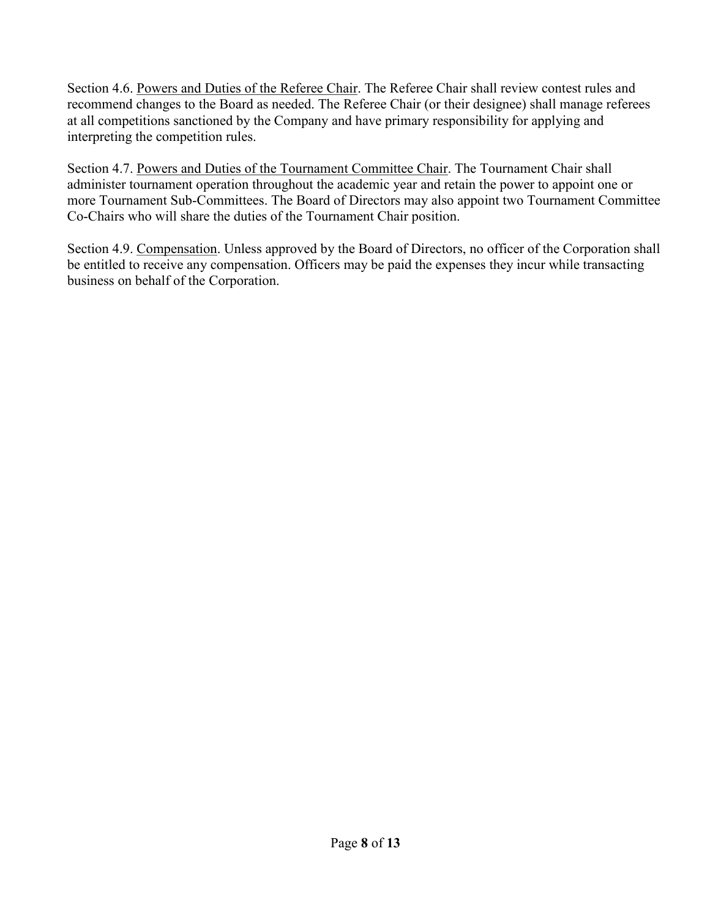Section 4.6. <u>Powers and Duties of the Referee Chair</u>. The Referee Chair shall review contest rules and recommend changes to the Board as needed. The Referee Chair (or their designee) shall manage referees at all competitions sanctioned by the Company and have primary responsibility for applying and interpreting the competition rules.

Section 4.7. <u>Powers and Duties of the Tournament Committee Chair</u>. The Tournament Chair shall administer tournament operation throughout the academic year and retain the power to appoint one or more Tournament Sub-Committees. The Board of Directors may also appoint two Tournament Committee Co-Chairs who will share the duties of the Tournament Chair position.

Section 4.9. <u>Compensation</u>. Unless approved by the Board of Directors, no officer of the Corporation shall be entitled to receive any compensation. Officers may be paid the expenses they incur while transacting business on behalf of the Corporation.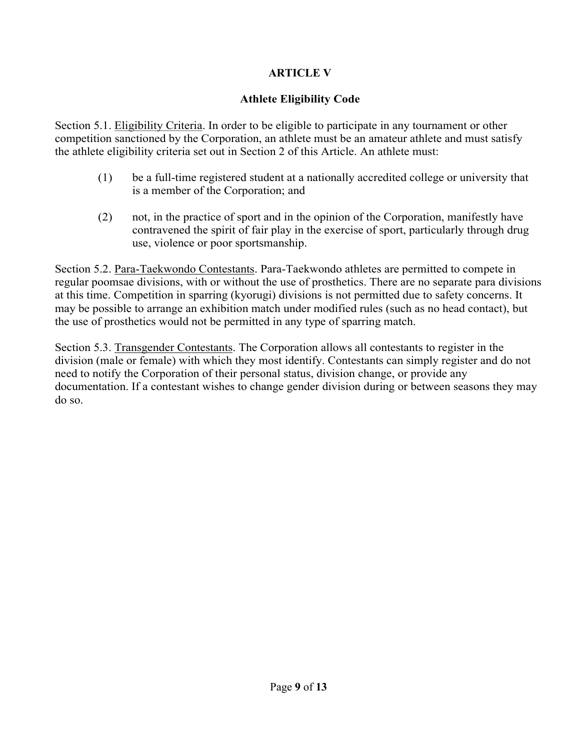## ARTICLE V

## Athlete Eligibility Code

Section 5.1. Eligibility Criteria. In order to be eligible to participate in any tournament or other competition sanctioned by the Corporation, an athlete must be an amateur athlete and must satisfy the athlete eligibility criteria set out in Section 2 of this Article. An athlete must:

(1) be a full-time registered student at a nationally accredited college or university that is a member of the Corporation; and

(2) not, in the practice of sport and in the opinion of the Corporation, manifestly have contravened the spirit of fair play in the exercise of sport, particularly through drug use, violence or poor sportsmanship.

Section 5.2. Para-Taekwondo Contestants. Para-Taekwondo athletes are permitted to compete in regular poomsae divisions, with or without the use of prosthetics. There are no separate para divisions at this time. Competition in sparring (kyorugi) divisions is not permitted due to safety concerns. It may be possible to arrange an exhibition match under modified rules (such as no head contact), but the use of prosthetics would not be permitted in any type of sparring match.

Section 5.3. Transgender Contestants. The Corporation allows all contestants to register in the division (male or female) with which they most identify. Contestants can simply register and do not need to notify the Corporation of their personal status, division change, or provide any documentation. If a contestant wishes to change gender division during or between seasons they may do so.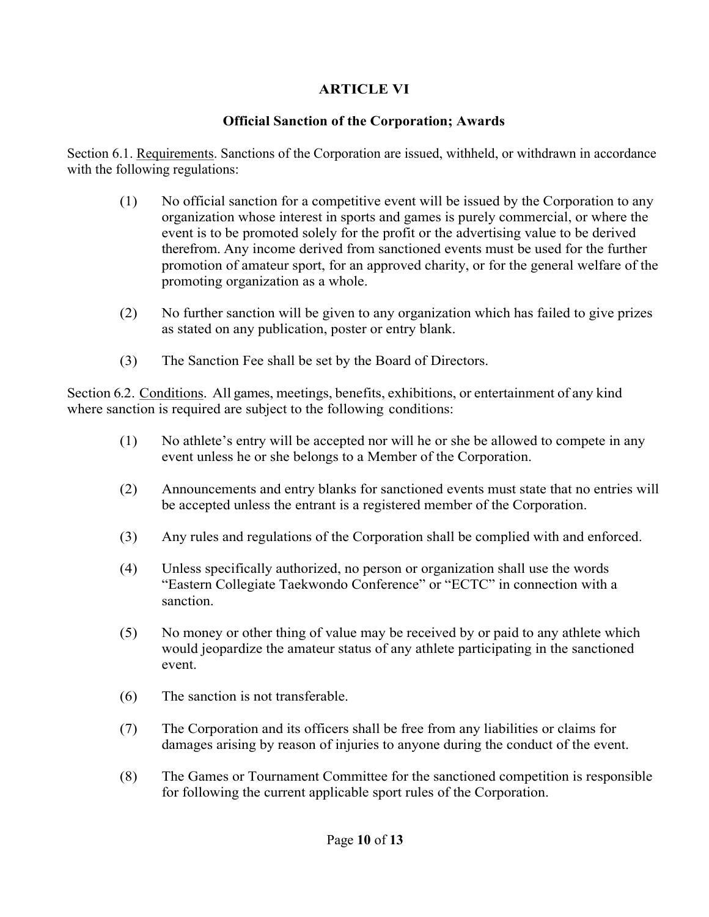## ARTICLE VI

### Official Sanction of the Corporation; Awards

Section 6.1. Requirements. Sanctions of the Corporation are issued, withheld, or withdrawn in accordance with the following regulations:

(1) No official sanction for a competitive event will be issued by the Corporation to any organization whose interest in sports and games is purely commercial, or where the event is to be promoted solely for the profit or the advertising value to be derived therefrom. Any income derived from sanctioned events must be used for the further promotion of amateur sport, for an approved charity, or for the general welfare of the promoting organization as a whole.

(2) No further sanction will be given to any organization which has failed to give prizes as stated on any publication, poster or entry blank.

(3) The Sanction Fee shall be set by the Board of Directors.

Section 6.2. Conditions. All games, meetings, benefits, exhibitions, or entertainment of any kind where sanction is required are subject to the following conditions:

(1) No athlete's entry will be accepted nor will he or she be allowed to compete in any event unless he or she belongs to a Member of the Corporation.

(2) Announcements and entry blanks for sanctioned events must state that no entries will be accepted unless the entrant is a registered member of the Corporation.

(3) Any rules and regulations of the Corporation shall be complied with and enforced.

(4) Unless specifically authorized, no person or organization shall use the words "Eastern Collegiate Taekwondo Conference" or "ECTC" in connection with a sanction.

(5) No money or other thing of value may be received by or paid to any athlete which would jeopardize the amateur status of any athlete participating in the sanctioned event.

(6) The sanction is not transferable.

(7) The Corporation and its officers shall be free from any liabilities or claims for damages arising by reason of injuries to anyone during the conduct of the event.

(8) The Games or Tournament Committee for the sanctioned competition is responsible for following the current applicable sport rules of the Corporation.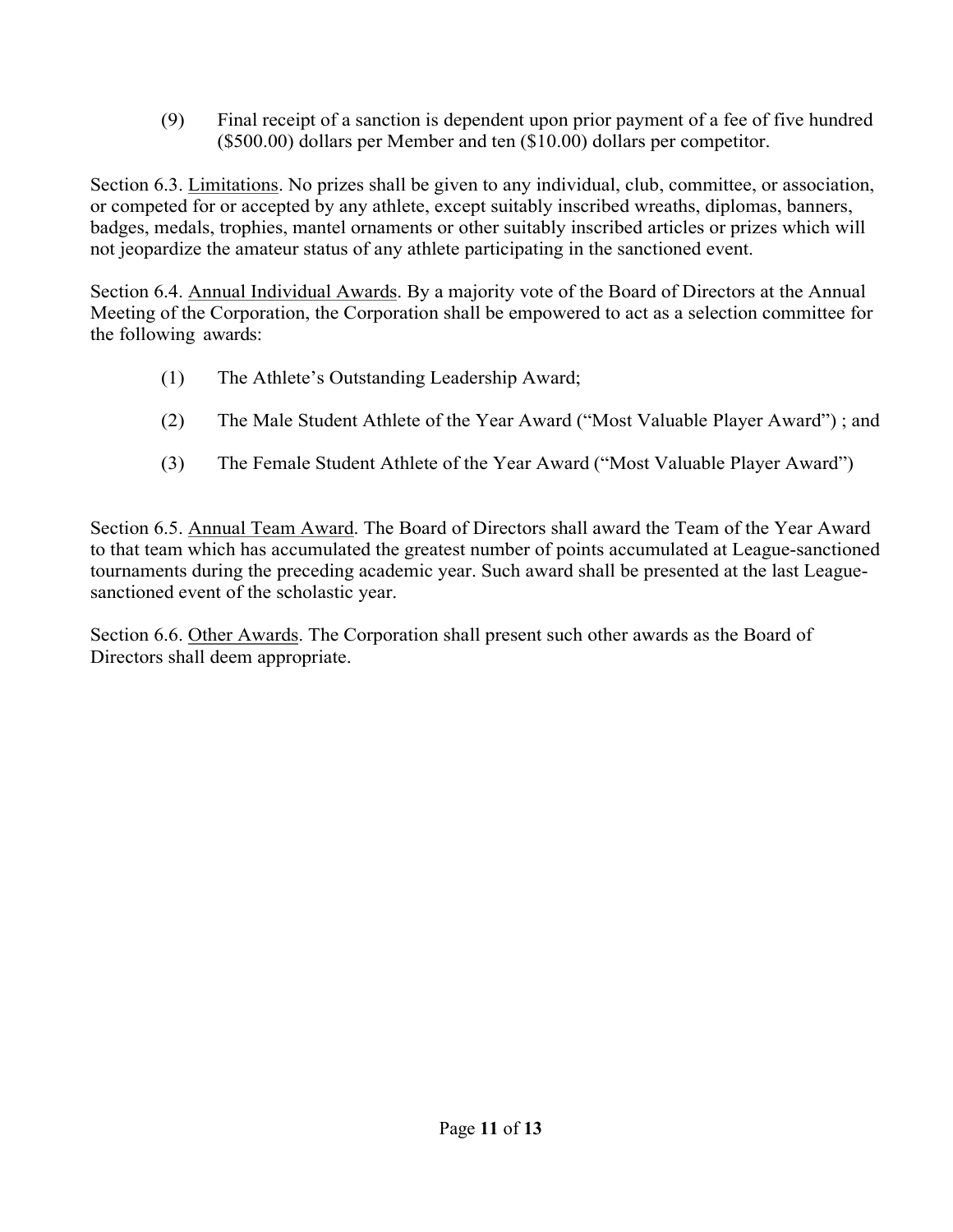(9) Final receipt of a sanction is dependent upon prior payment of a fee of five hundred ($500.00) dollars per Member and ten ($10.00) dollars per competitor.

Section 6.3. <u>Limitations</u>. No prizes shall be given to any individual, club, committee, or association, or competed for or accepted by any athlete, except suitably inscribed wreaths, diplomas, banners, badges, medals, trophies, mantel ornaments or other suitably inscribed articles or prizes which will not jeopardize the amateur status of any athlete participating in the sanctioned event.

Section 6.4. <u>Annual Individual Awards</u>. By a majority vote of the Board of Directors at the Annual Meeting of the Corporation, the Corporation shall be empowered to act as a selection committee for the following awards:

(1) The Athlete's Outstanding Leadership Award;

(2) The Male Student Athlete of the Year Award ("Most Valuable Player Award") ; and

(3) The Female Student Athlete of the Year Award ("Most Valuable Player Award")

Section 6.5. <u>Annual Team Award</u>. The Board of Directors shall award the Team of the Year Award to that team which has accumulated the greatest number of points accumulated at League-sanctioned tournaments during the preceding academic year. Such award shall be presented at the last League-sanctioned event of the scholastic year.

Section 6.6. <u>Other Awards</u>. The Corporation shall present such other awards as the Board of Directors shall deem appropriate.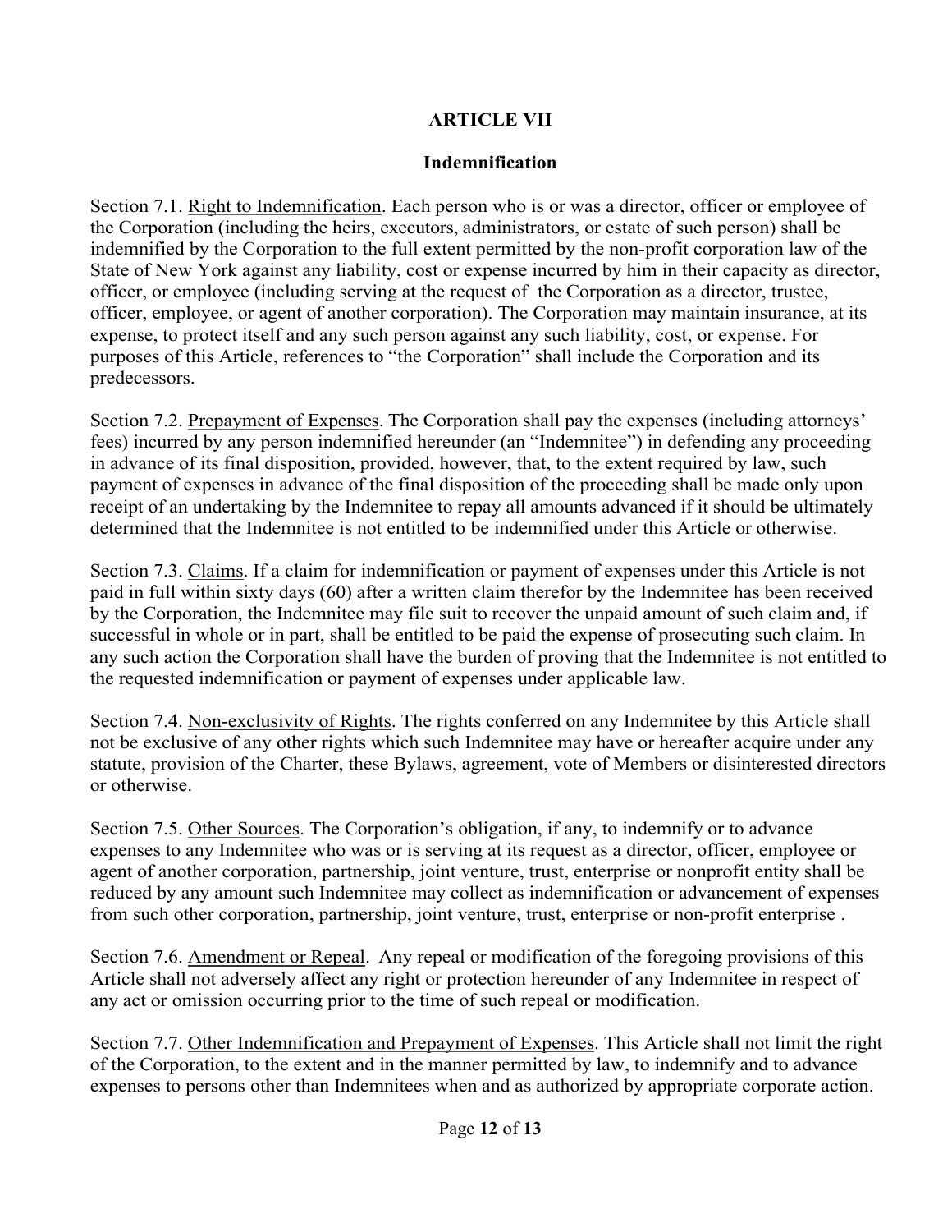## ARTICLE VII

### Indemnification

Section 7.1. Right to Indemnification. Each person who is or was a director, officer or employee of the Corporation (including the heirs, executors, administrators, or estate of such person) shall be indemnified by the Corporation to the full extent permitted by the non-profit corporation law of the State of New York against any liability, cost or expense incurred by him in their capacity as director, officer, or employee (including serving at the request of the Corporation as a director, trustee, officer, employee, or agent of another corporation). The Corporation may maintain insurance, at its expense, to protect itself and any such person against any such liability, cost, or expense. For purposes of this Article, references to "the Corporation" shall include the Corporation and its predecessors.

Section 7.2. Prepayment of Expenses. The Corporation shall pay the expenses (including attorneys' fees) incurred by any person indemnified hereunder (an "Indemnitee") in defending any proceeding in advance of its final disposition, provided, however, that, to the extent required by law, such payment of expenses in advance of the final disposition of the proceeding shall be made only upon receipt of an undertaking by the Indemnitee to repay all amounts advanced if it should be ultimately determined that the Indemnitee is not entitled to be indemnified under this Article or otherwise.

Section 7.3. Claims. If a claim for indemnification or payment of expenses under this Article is not paid in full within sixty days (60) after a written claim therefor by the Indemnitee has been received by the Corporation, the Indemnitee may file suit to recover the unpaid amount of such claim and, if successful in whole or in part, shall be entitled to be paid the expense of prosecuting such claim. In any such action the Corporation shall have the burden of proving that the Indemnitee is not entitled to the requested indemnification or payment of expenses under applicable law.

Section 7.4. Non-exclusivity of Rights. The rights conferred on any Indemnitee by this Article shall not be exclusive of any other rights which such Indemnitee may have or hereafter acquire under any statute, provision of the Charter, these Bylaws, agreement, vote of Members or disinterested directors or otherwise.

Section 7.5. Other Sources. The Corporation's obligation, if any, to indemnify or to advance expenses to any Indemnitee who was or is serving at its request as a director, officer, employee or agent of another corporation, partnership, joint venture, trust, enterprise or nonprofit entity shall be reduced by any amount such Indemnitee may collect as indemnification or advancement of expenses from such other corporation, partnership, joint venture, trust, enterprise or non-profit enterprise .

Section 7.6. Amendment or Repeal. Any repeal or modification of the foregoing provisions of this Article shall not adversely affect any right or protection hereunder of any Indemnitee in respect of any act or omission occurring prior to the time of such repeal or modification.

Section 7.7. Other Indemnification and Prepayment of Expenses. This Article shall not limit the right of the Corporation, to the extent and in the manner permitted by law, to indemnify and to advance expenses to persons other than Indemnitees when and as authorized by appropriate corporate action.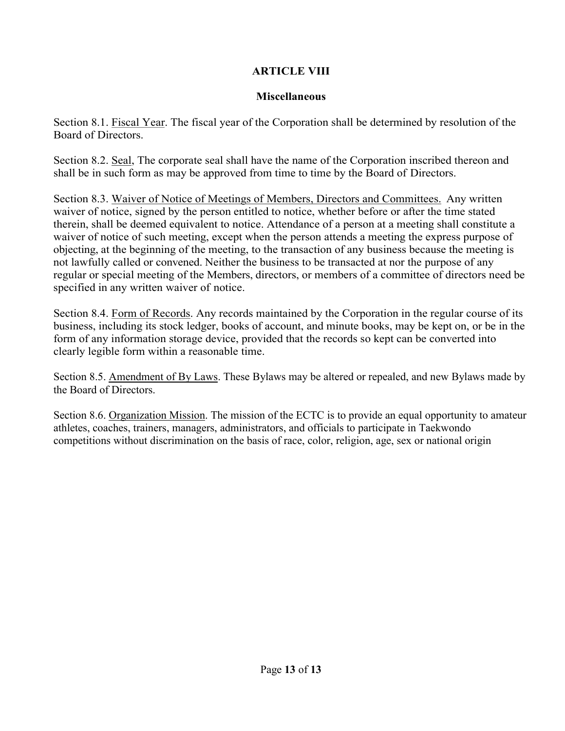## ARTICLE VIII

### Miscellaneous

Section 8.1. Fiscal Year. The fiscal year of the Corporation shall be determined by resolution of the Board of Directors.

Section 8.2. Seal, The corporate seal shall have the name of the Corporation inscribed thereon and shall be in such form as may be approved from time to time by the Board of Directors.

Section 8.3. Waiver of Notice of Meetings of Members, Directors and Committees. Any written waiver of notice, signed by the person entitled to notice, whether before or after the time stated therein, shall be deemed equivalent to notice. Attendance of a person at a meeting shall constitute a waiver of notice of such meeting, except when the person attends a meeting the express purpose of objecting, at the beginning of the meeting, to the transaction of any business because the meeting is not lawfully called or convened. Neither the business to be transacted at nor the purpose of any regular or special meeting of the Members, directors, or members of a committee of directors need be specified in any written waiver of notice.

Section 8.4. Form of Records. Any records maintained by the Corporation in the regular course of its business, including its stock ledger, books of account, and minute books, may be kept on, or be in the form of any information storage device, provided that the records so kept can be converted into clearly legible form within a reasonable time.

Section 8.5. Amendment of By Laws. These Bylaws may be altered or repealed, and new Bylaws made by the Board of Directors.

Section 8.6. Organization Mission. The mission of the ECTC is to provide an equal opportunity to amateur athletes, coaches, trainers, managers, administrators, and officials to participate in Taekwondo competitions without discrimination on the basis of race, color, religion, age, sex or national origin